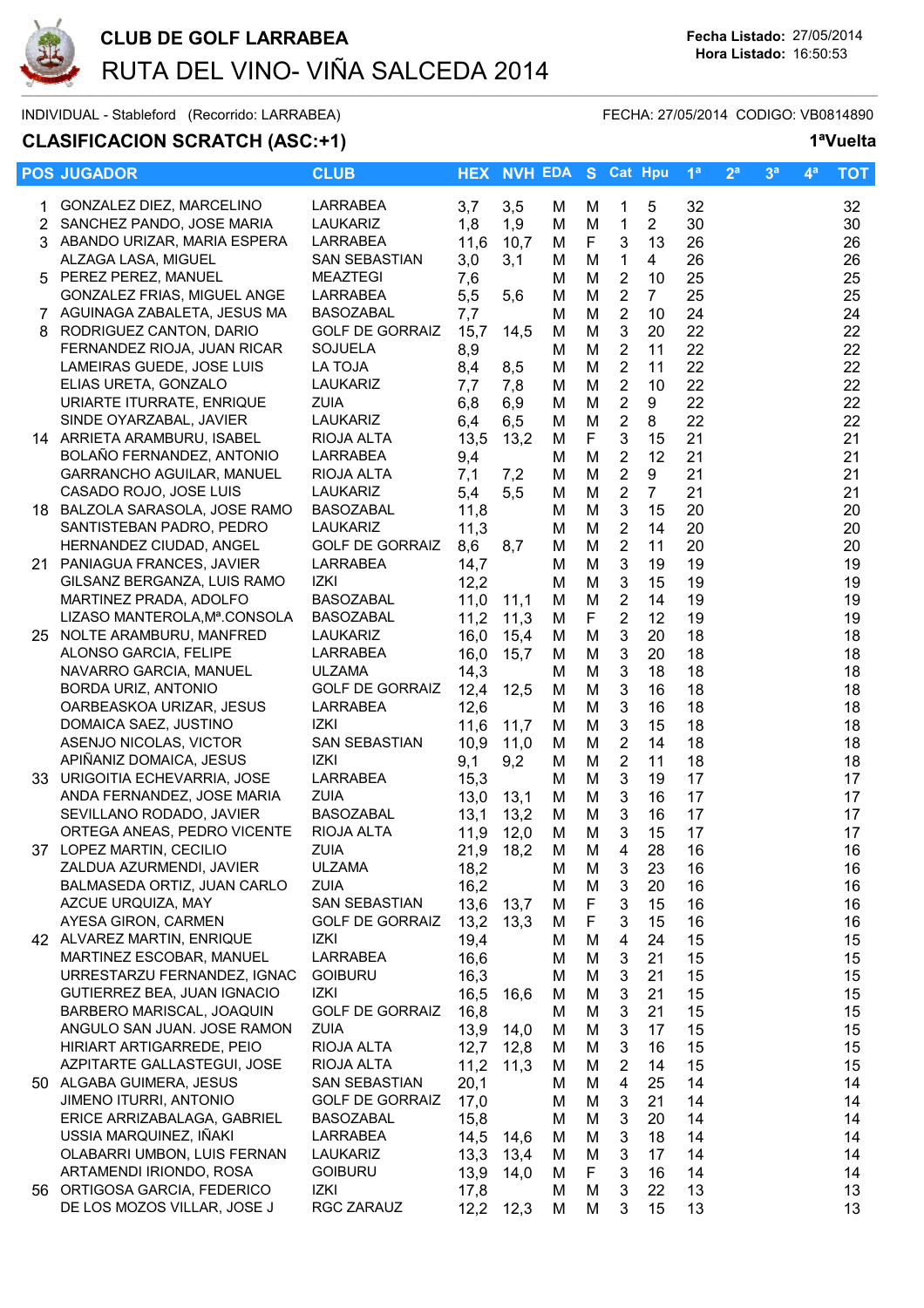# CLUB DE GOLF LARRABEA

## RUTA DEL VINO- VIÑA SALCEDA 2014

**Fecha Listado:** 27/05/2014
**Hora Listado:** 16:50:53

INDIVIDUAL - Stableford (Recorrido: LARRABEA)

FECHA: 27/05/2014 CODIGO: VB0814890

### CLASIFICACION SCRATCH (ASC:+1)

**1ªVuelta**

| POS | JUGADOR | CLUB | HEX | NVH | EDA | S | Cat | Hpu | 1ª | 2ª | 3ª | 4ª | TOT |
|---|---|---|---|---|---|---|---|---|---|---|---|---|---|
| 1 | GONZALEZ DIEZ, MARCELINO | LARRABEA | 3,7 | 3,5 | M | M | 1 | 5 | 32 | | | | 32 |
| 2 | SANCHEZ PANDO, JOSE MARIA | LAUKARIZ | 1,8 | 1,9 | M | M | 1 | 2 | 30 | | | | 30 |
| 3 | ABANDO URIZAR, MARIA ESPERA | LARRABEA | 11,6 | 10,7 | M | F | 3 | 13 | 26 | | | | 26 |
| | ALZAGA LASA, MIGUEL | SAN SEBASTIAN | 3,0 | 3,1 | M | M | 1 | 4 | 26 | | | | 26 |
| 5 | PEREZ PEREZ, MANUEL | MEAZTEGI | 7,6 | | M | M | 2 | 10 | 25 | | | | 25 |
| | GONZALEZ FRIAS, MIGUEL ANGE | LARRABEA | 5,5 | 5,6 | M | M | 2 | 7 | 25 | | | | 25 |
| 7 | AGUINAGA ZABALETA, JESUS MA | BASOZABAL | 7,7 | | M | M | 2 | 10 | 24 | | | | 24 |
| 8 | RODRIGUEZ CANTON, DARIO | GOLF DE GORRAIZ | 15,7 | 14,5 | M | M | 3 | 20 | 22 | | | | 22 |
| | FERNANDEZ RIOJA, JUAN RICAR | SOJUELA | 8,9 | | M | M | 2 | 11 | 22 | | | | 22 |
| | LAMEIRAS GUEDE, JOSE LUIS | LA TOJA | 8,4 | 8,5 | M | M | 2 | 11 | 22 | | | | 22 |
| | ELIAS URETA, GONZALO | LAUKARIZ | 7,7 | 7,8 | M | M | 2 | 10 | 22 | | | | 22 |
| | URIARTE ITURRATE, ENRIQUE | ZUIA | 6,8 | 6,9 | M | M | 2 | 9 | 22 | | | | 22 |
| | SINDE OYARZABAL, JAVIER | LAUKARIZ | 6,4 | 6,5 | M | M | 2 | 8 | 22 | | | | 22 |
| 14 | ARRIETA ARAMBURU, ISABEL | RIOJA ALTA | 13,5 | 13,2 | M | F | 3 | 15 | 21 | | | | 21 |
| | BOLAÑO FERNANDEZ, ANTONIO | LARRABEA | 9,4 | | M | M | 2 | 12 | 21 | | | | 21 |
| | GARRANCHO AGUILAR, MANUEL | RIOJA ALTA | 7,1 | 7,2 | M | M | 2 | 9 | 21 | | | | 21 |
| | CASADO ROJO, JOSE LUIS | LAUKARIZ | 5,4 | 5,5 | M | M | 2 | 7 | 21 | | | | 21 |
| 18 | BALZOLA SARASOLA, JOSE RAMO | BASOZABAL | 11,8 | | M | M | 3 | 15 | 20 | | | | 20 |
| | SANTISTEBAN PADRO, PEDRO | LAUKARIZ | 11,3 | | M | M | 2 | 14 | 20 | | | | 20 |
| | HERNANDEZ CIUDAD, ANGEL | GOLF DE GORRAIZ | 8,6 | 8,7 | M | M | 2 | 11 | 20 | | | | 20 |
| 21 | PANIAGUA FRANCES, JAVIER | LARRABEA | 14,7 | | M | M | 3 | 19 | 19 | | | | 19 |
| | GILSANZ BERGANZA, LUIS RAMO | IZKI | 12,2 | | M | M | 3 | 15 | 19 | | | | 19 |
| | MARTINEZ PRADA, ADOLFO | BASOZABAL | 11,0 | 11,1 | M | M | 2 | 14 | 19 | | | | 19 |
| | LIZASO MANTEROLA,Mª.CONSOLA | BASOZABAL | 11,2 | 11,3 | M | F | 2 | 12 | 19 | | | | 19 |
| 25 | NOLTE ARAMBURU, MANFRED | LAUKARIZ | 16,0 | 15,4 | M | M | 3 | 20 | 18 | | | | 18 |
| | ALONSO GARCIA, FELIPE | LARRABEA | 16,0 | 15,7 | M | M | 3 | 20 | 18 | | | | 18 |
| | NAVARRO GARCIA, MANUEL | ULZAMA | 14,3 | | M | M | 3 | 18 | 18 | | | | 18 |
| | BORDA URIZ, ANTONIO | GOLF DE GORRAIZ | 12,4 | 12,5 | M | M | 3 | 16 | 18 | | | | 18 |
| | OARBEASKOA URIZAR, JESUS | LARRABEA | 12,6 | | M | M | 3 | 16 | 18 | | | | 18 |
| | DOMAICA SAEZ, JUSTINO | IZKI | 11,6 | 11,7 | M | M | 3 | 15 | 18 | | | | 18 |
| | ASENJO NICOLAS, VICTOR | SAN SEBASTIAN | 10,9 | 11,0 | M | M | 2 | 14 | 18 | | | | 18 |
| | APIÑANIZ DOMAICA, JESUS | IZKI | 9,1 | 9,2 | M | M | 2 | 11 | 18 | | | | 18 |
| 33 | URIGOITIA ECHEVARRIA, JOSE | LARRABEA | 15,3 | | M | M | 3 | 19 | 17 | | | | 17 |
| | ANDA FERNANDEZ, JOSE MARIA | ZUIA | 13,0 | 13,1 | M | M | 3 | 16 | 17 | | | | 17 |
| | SEVILLANO RODADO, JAVIER | BASOZABAL | 13,1 | 13,2 | M | M | 3 | 16 | 17 | | | | 17 |
| | ORTEGA ANEAS, PEDRO VICENTE | RIOJA ALTA | 11,9 | 12,0 | M | M | 3 | 15 | 17 | | | | 17 |
| 37 | LOPEZ MARTIN, CECILIO | ZUIA | 21,9 | 18,2 | M | M | 4 | 28 | 16 | | | | 16 |
| | ZALDUA AZURMENDI, JAVIER | ULZAMA | 18,2 | | M | M | 3 | 23 | 16 | | | | 16 |
| | BALMASEDA ORTIZ, JUAN CARLO | ZUIA | 16,2 | | M | M | 3 | 20 | 16 | | | | 16 |
| | AZCUE URQUIZA, MAY | SAN SEBASTIAN | 13,6 | 13,7 | M | F | 3 | 15 | 16 | | | | 16 |
| | AYESA GIRON, CARMEN | GOLF DE GORRAIZ | 13,2 | 13,3 | M | F | 3 | 15 | 16 | | | | 16 |
| 42 | ALVAREZ MARTIN, ENRIQUE | IZKI | 19,4 | | M | M | 4 | 24 | 15 | | | | 15 |
| | MARTINEZ ESCOBAR, MANUEL | LARRABEA | 16,6 | | M | M | 3 | 21 | 15 | | | | 15 |
| | URRESTARZU FERNANDEZ, IGNAC | GOIBURU | 16,3 | | M | M | 3 | 21 | 15 | | | | 15 |
| | GUTIERREZ BEA, JUAN IGNACIO | IZKI | 16,5 | 16,6 | M | M | 3 | 21 | 15 | | | | 15 |
| | BARBERO MARISCAL, JOAQUIN | GOLF DE GORRAIZ | 16,8 | | M | M | 3 | 21 | 15 | | | | 15 |
| | ANGULO SAN JUAN, JOSE RAMON | ZUIA | 13,9 | 14,0 | M | M | 3 | 17 | 15 | | | | 15 |
| | HIRIART ARTIGARREDE, PEIO | RIOJA ALTA | 12,7 | 12,8 | M | M | 3 | 16 | 15 | | | | 15 |
| | AZPITARTE GALLASTEGUI, JOSE | RIOJA ALTA | 11,2 | 11,3 | M | M | 2 | 14 | 15 | | | | 15 |
| 50 | ALGABA GUIMERA, JESUS | SAN SEBASTIAN | 20,1 | | M | M | 4 | 25 | 14 | | | | 14 |
| | JIMENO ITURRI, ANTONIO | GOLF DE GORRAIZ | 17,0 | | M | M | 3 | 21 | 14 | | | | 14 |
| | ERICE ARRIZABALAGA, GABRIEL | BASOZABAL | 15,8 | | M | M | 3 | 20 | 14 | | | | 14 |
| | USSIA MARQUINEZ, IÑAKI | LARRABEA | 14,5 | 14,6 | M | M | 3 | 18 | 14 | | | | 14 |
| | OLABARRI UMBON, LUIS FERNAN | LAUKARIZ | 13,3 | 13,4 | M | M | 3 | 17 | 14 | | | | 14 |
| | ARTAMENDI IRIONDO, ROSA | GOIBURU | 13,9 | 14,0 | M | F | 3 | 16 | 14 | | | | 14 |
| 56 | ORTIGOSA GARCIA, FEDERICO | IZKI | 17,8 | | M | M | 3 | 22 | 13 | | | | 13 |
| | DE LOS MOZOS VILLAR, JOSE J | RGC ZARAUZ | 12,2 | 12,3 | M | M | 3 | 15 | 13 | | | | 13 |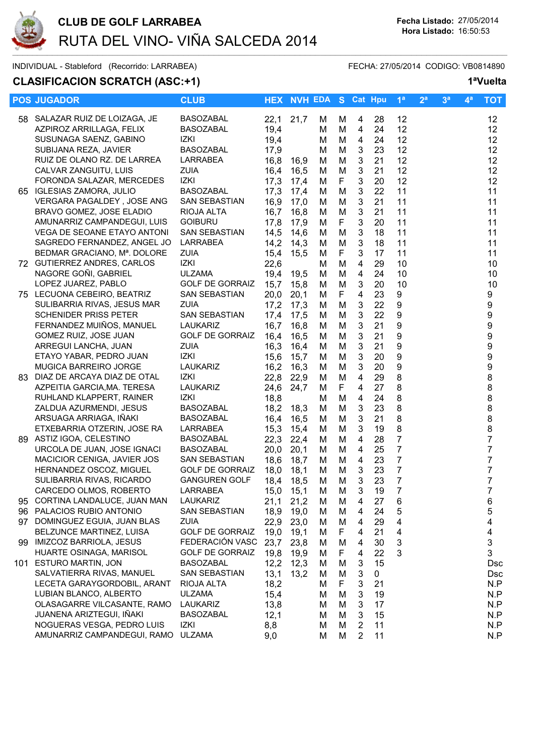**CLUB DE GOLF LARRABEA**

RUTA DEL VINO- VIÑA SALCEDA 2014

**Fecha Listado:** 27/05/2014
**Hora Listado:** 16:50:53

INDIVIDUAL - Stableford (Recorrido: LARRABEA) FECHA: 27/05/2014 CODIGO: VB0814890

## CLASIFICACION SCRATCH (ASC:+1)

**1ªVuelta**

| POS | JUGADOR | CLUB | HEX | NVH | EDA | S | Cat | Hpu | 1ª | 2ª | 3ª | 4ª | TOT |
|---|---|---|---|---|---|---|---|---|---|---|---|---|---|
| 58 | SALAZAR RUIZ DE LOIZAGA, JE | BASOZABAL | 22,1 | 21,7 | M | M | 4 | 28 | 12 | | | | 12 |
| | AZPIROZ ARRILLAGA, FELIX | BASOZABAL | 19,4 | | M | M | 4 | 24 | 12 | | | | 12 |
| | SUSUNAGA SAENZ, GABINO | IZKI | 19,4 | | M | M | 4 | 24 | 12 | | | | 12 |
| | SUBIJANA REZA, JAVIER | BASOZABAL | 17,9 | | M | M | 3 | 23 | 12 | | | | 12 |
| | RUIZ DE OLANO RZ. DE LARREA | LARRABEA | 16,8 | 16,9 | M | M | 3 | 21 | 12 | | | | 12 |
| | CALVAR ZANGUITU, LUIS | ZUIA | 16,4 | 16,5 | M | M | 3 | 21 | 12 | | | | 12 |
| | FORONDA SALAZAR, MERCEDES | IZKI | 17,3 | 17,4 | M | F | 3 | 20 | 12 | | | | 12 |
| 65 | IGLESIAS ZAMORA, JULIO | BASOZABAL | 17,3 | 17,4 | M | M | 3 | 22 | 11 | | | | 11 |
| | VERGARA PAGALDEY , JOSE ANG | SAN SEBASTIAN | 16,9 | 17,0 | M | M | 3 | 21 | 11 | | | | 11 |
| | BRAVO GOMEZ, JOSE ELADIO | RIOJA ALTA | 16,7 | 16,8 | M | M | 3 | 21 | 11 | | | | 11 |
| | AMUNARRIZ CAMPANDEGUI, LUIS | GOIBURU | 17,8 | 17,9 | M | F | 3 | 20 | 11 | | | | 11 |
| | VEGA DE SEOANE ETAYO ANTONI | SAN SEBASTIAN | 14,5 | 14,6 | M | M | 3 | 18 | 11 | | | | 11 |
| | SAGREDO FERNANDEZ, ANGEL JO | LARRABEA | 14,2 | 14,3 | M | M | 3 | 18 | 11 | | | | 11 |
| | BEDMAR GRACIANO, Mª. DOLORE | ZUIA | 15,4 | 15,5 | M | F | 3 | 17 | 11 | | | | 11 |
| 72 | GUTIERREZ ANDRES, CARLOS | IZKI | 22,6 | | M | M | 4 | 29 | 10 | | | | 10 |
| | NAGORE GOÑI, GABRIEL | ULZAMA | 19,4 | 19,5 | M | M | 4 | 24 | 10 | | | | 10 |
| | LOPEZ JUAREZ, PABLO | GOLF DE GORRAIZ | 15,7 | 15,8 | M | M | 3 | 20 | 10 | | | | 10 |
| 75 | LECUONA CEBEIRO, BEATRIZ | SAN SEBASTIAN | 20,0 | 20,1 | M | F | 4 | 23 | 9 | | | | 9 |
| | SULIBARRIA RIVAS, JESUS MAR | ZUIA | 17,2 | 17,3 | M | M | 3 | 22 | 9 | | | | 9 |
| | SCHENIDER PRISS PETER | SAN SEBASTIAN | 17,4 | 17,5 | M | M | 3 | 22 | 9 | | | | 9 |
| | FERNANDEZ MUIÑOS, MANUEL | LAUKARIZ | 16,7 | 16,8 | M | M | 3 | 21 | 9 | | | | 9 |
| | GOMEZ RUIZ, JOSE JUAN | GOLF DE GORRAIZ | 16,4 | 16,5 | M | M | 3 | 21 | 9 | | | | 9 |
| | ARREGUI LANCHA, JUAN | ZUIA | 16,3 | 16,4 | M | M | 3 | 21 | 9 | | | | 9 |
| | ETAYO YABAR, PEDRO JUAN | IZKI | 15,6 | 15,7 | M | M | 3 | 20 | 9 | | | | 9 |
| | MUGICA BARREIRO JORGE | LAUKARIZ | 16,2 | 16,3 | M | M | 3 | 20 | 9 | | | | 9 |
| 83 | DIAZ DE ARCAYA DIAZ DE OTAL | IZKI | 22,8 | 22,9 | M | M | 4 | 29 | 8 | | | | 8 |
| | AZPEITIA GARCIA,MA. TERESA | LAUKARIZ | 24,6 | 24,7 | M | F | 4 | 27 | 8 | | | | 8 |
| | RUHLAND KLAPPERT, RAINER | IZKI | 18,8 | | M | M | 4 | 24 | 8 | | | | 8 |
| | ZALDUA AZURMENDI, JESUS | BASOZABAL | 18,2 | 18,3 | M | M | 3 | 23 | 8 | | | | 8 |
| | ARSUAGA ARRIAGA, IÑAKI | BASOZABAL | 16,4 | 16,5 | M | M | 3 | 21 | 8 | | | | 8 |
| | ETXEBARRIA OTZERIN, JOSE RA | LARRABEA | 15,3 | 15,4 | M | M | 3 | 19 | 8 | | | | 8 |
| 89 | ASTIZ IGOA, CELESTINO | BASOZABAL | 22,3 | 22,4 | M | M | 4 | 28 | 7 | | | | 7 |
| | URCOLA DE JUAN, JOSE IGNACI | BASOZABAL | 20,0 | 20,1 | M | M | 4 | 25 | 7 | | | | 7 |
| | MACICIOR CENIGA, JAVIER JOS | SAN SEBASTIAN | 18,6 | 18,7 | M | M | 4 | 23 | 7 | | | | 7 |
| | HERNANDEZ OSCOZ, MIGUEL | GOLF DE GORRAIZ | 18,0 | 18,1 | M | M | 3 | 23 | 7 | | | | 7 |
| | SULIBARRIA RIVAS, RICARDO | GANGUREN GOLF | 18,4 | 18,5 | M | M | 3 | 23 | 7 | | | | 7 |
| | CARCEDO OLMOS, ROBERTO | LARRABEA | 15,0 | 15,1 | M | M | 3 | 19 | 7 | | | | 7 |
| 95 | CORTINA LANDALUCE, JUAN MAN | LAUKARIZ | 21,1 | 21,2 | M | M | 4 | 27 | 6 | | | | 6 |
| 96 | PALACIOS RUBIO ANTONIO | SAN SEBASTIAN | 18,9 | 19,0 | M | M | 4 | 24 | 5 | | | | 5 |
| 97 | DOMINGUEZ EGUIA, JUAN BLAS | ZUIA | 22,9 | 23,0 | M | M | 4 | 29 | 4 | | | | 4 |
| | BELZUNCE MARTINEZ, LUISA | GOLF DE GORRAIZ | 19,0 | 19,1 | M | F | 4 | 21 | 4 | | | | 4 |
| 99 | IMIZCOZ BARRIOLA, JESUS | FEDERACIÓN VASC | 23,7 | 23,8 | M | M | 4 | 30 | 3 | | | | 3 |
| | HUARTE OSINAGA, MARISOL | GOLF DE GORRAIZ | 19,8 | 19,9 | M | F | 4 | 22 | 3 | | | | 3 |
| 101 | ESTURO MARTIN, JON | BASOZABAL | 12,2 | 12,3 | M | M | 3 | 15 | | | | | Dsc |
| | SALVATIERRA RIVAS, MANUEL | SAN SEBASTIAN | 13,1 | 13,2 | M | M | 3 | 0 | | | | | Dsc |
| | LECETA GARAYGORDOBIL, ARANT | RIOJA ALTA | 18,2 | | M | F | 3 | 21 | | | | | N.P |
| | LUBIAN BLANCO, ALBERTO | ULZAMA | 15,4 | | M | M | 3 | 19 | | | | | N.P |
| | OLASAGARRE VILCASANTE, RAMO | LAUKARIZ | 13,8 | | M | M | 3 | 17 | | | | | N.P |
| | JUANENA ARIZTEGUI, IÑAKI | BASOZABAL | 12,1 | | M | M | 3 | 15 | | | | | N.P |
| | NOGUERAS VESGA, PEDRO LUIS | IZKI | 8,8 | | M | M | 2 | 11 | | | | | N.P |
| | AMUNARRIZ CAMPANDEGUI, RAMO | ULZAMA | 9,0 | | M | M | 2 | 11 | | | | | N.P |